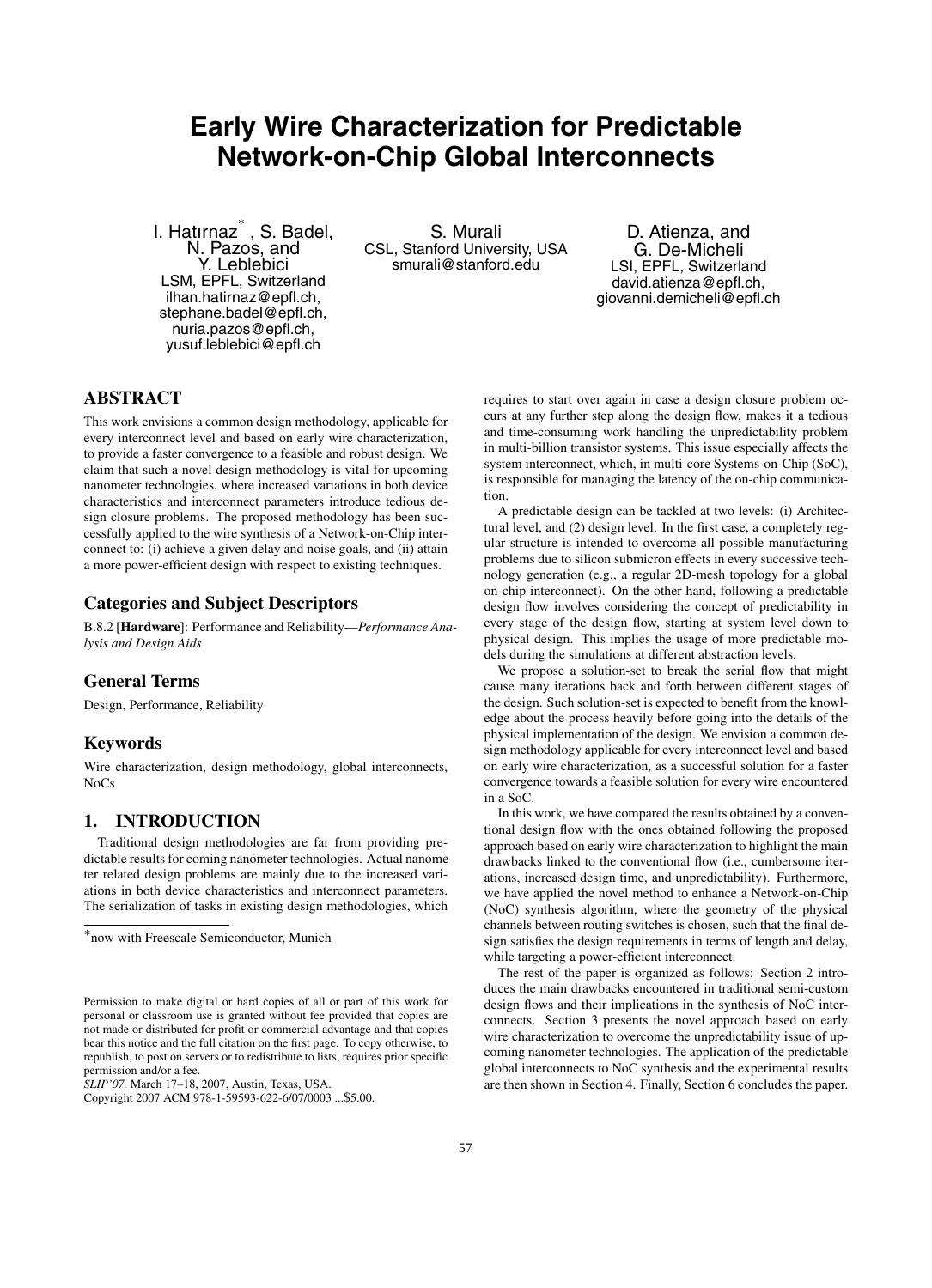# Early Wire Characterization for Predictable Network-on-Chip Global Interconnects

I. Hatırnaz[*], S. Badel, N. Pazos, and Y. Leblebici
LSM, EPFL, Switzerland
ilhan.hatirnaz@epfl.ch, stephane.badel@epfl.ch, nuria.pazos@epfl.ch, yusuf.leblebici@epfl.ch

S. Murali
CSL, Stanford University, USA
smurali@stanford.edu

D. Atienza, and G. De-Micheli
LSI, EPFL, Switzerland
david.atienza@epfl.ch, giovanni.demicheli@epfl.ch

## ABSTRACT

This work envisions a common design methodology, applicable for every interconnect level and based on early wire characterization, to provide a faster convergence to a feasible and robust design. We claim that such a novel design methodology is vital for upcoming nanometer technologies, where increased variations in both device characteristics and interconnect parameters introduce tedious design closure problems. The proposed methodology has been successfully applied to the wire synthesis of a Network-on-Chip interconnect to: (i) achieve a given delay and noise goals, and (ii) attain a more power-efficient design with respect to existing techniques.

## Categories and Subject Descriptors

B.8.2 [**Hardware**]: Performance and Reliability—*Performance Analysis and Design Aids*

## General Terms

Design, Performance, Reliability

## Keywords

Wire characterization, design methodology, global interconnects, NoCs

## 1. INTRODUCTION

Traditional design methodologies are far from providing predictable results for coming nanometer technologies. Actual nanometer related design problems are mainly due to the increased variations in both device characteristics and interconnect parameters. The serialization of tasks in existing design methodologies, which requires to start over again in case a design closure problem occurs at any further step along the design flow, makes it a tedious and time-consuming work handling the unpredictability problem in multi-billion transistor systems. This issue especially affects the system interconnect, which, in multi-core Systems-on-Chip (SoC), is responsible for managing the latency of the on-chip communication.

A predictable design can be tackled at two levels: (i) Architectural level, and (2) design level. In the first case, a completely regular structure is intended to overcome all possible manufacturing problems due to silicon submicron effects in every successive technology generation (e.g., a regular 2D-mesh topology for a global on-chip interconnect). On the other hand, following a predictable design flow involves considering the concept of predictability in every stage of the design flow, starting at system level down to physical design. This implies the usage of more predictable models during the simulations at different abstraction levels.

We propose a solution-set to break the serial flow that might cause many iterations back and forth between different stages of the design. Such solution-set is expected to benefit from the knowledge about the process heavily before going into the details of the physical implementation of the design. We envision a common design methodology applicable for every interconnect level and based on early wire characterization, as a successful solution for a faster convergence towards a feasible solution for every wire encountered in a SoC.

In this work, we have compared the results obtained by a conventional design flow with the ones obtained following the proposed approach based on early wire characterization to highlight the main drawbacks linked to the conventional flow (i.e., cumbersome iterations, increased design time, and unpredictability). Furthermore, we have applied the novel method to enhance a Network-on-Chip (NoC) synthesis algorithm, where the geometry of the physical channels between routing switches is chosen, such that the final design satisfies the design requirements in terms of length and delay, while targeting a power-efficient interconnect.

The rest of the paper is organized as follows: Section 2 introduces the main drawbacks encountered in traditional semi-custom design flows and their implications in the synthesis of NoC interconnects. Section 3 presents the novel approach based on early wire characterization to overcome the unpredictability issue of upcoming nanometer technologies. The application of the predictable global interconnects to NoC synthesis and the experimental results are then shown in Section 4. Finally, Section 6 concludes the paper.

[*]now with Freescale Semiconductor, Munich

Permission to make digital or hard copies of all or part of this work for personal or classroom use is granted without fee provided that copies are not made or distributed for profit or commercial advantage and that copies bear this notice and the full citation on the first page. To copy otherwise, to republish, to post on servers or to redistribute to lists, requires prior specific permission and/or a fee.
*SLIP'07,* March 17–18, 2007, Austin, Texas, USA.
Copyright 2007 ACM 978-1-59593-622-6/07/0003 ...$5.00.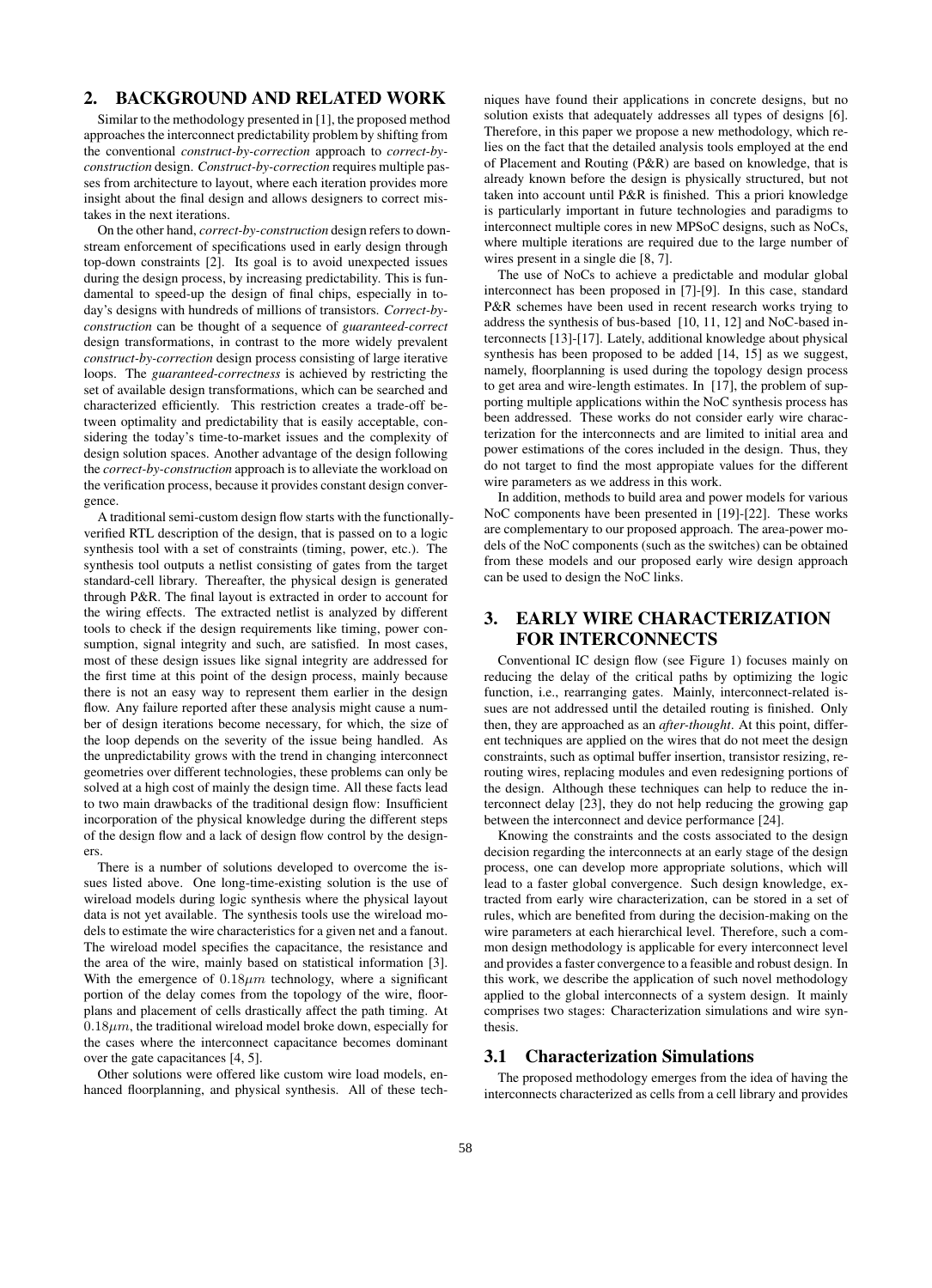## 2. BACKGROUND AND RELATED WORK

Similar to the methodology presented in [1], the proposed method approaches the interconnect predictability problem by shifting from the conventional *construct-by-correction* approach to *correct-by-construction* design. *Construct-by-correction* requires multiple passes from architecture to layout, where each iteration provides more insight about the final design and allows designers to correct mistakes in the next iterations.

On the other hand, *correct-by-construction* design refers to downstream enforcement of specifications used in early design through top-down constraints [2]. Its goal is to avoid unexpected issues during the design process, by increasing predictability. This is fundamental to speed-up the design of final chips, especially in today's designs with hundreds of millions of transistors. *Correct-by-construction* can be thought of a sequence of *guaranteed-correct* design transformations, in contrast to the more widely prevalent *construct-by-correction* design process consisting of large iterative loops. The *guaranteed-correctness* is achieved by restricting the set of available design transformations, which can be searched and characterized efficiently. This restriction creates a trade-off between optimality and predictability that is easily acceptable, considering the today's time-to-market issues and the complexity of design solution spaces. Another advantage of the design following the *correct-by-construction* approach is to alleviate the workload on the verification process, because it provides constant design convergence.

A traditional semi-custom design flow starts with the functionally-verified RTL description of the design, that is passed on to a logic synthesis tool with a set of constraints (timing, power, etc.). The synthesis tool outputs a netlist consisting of gates from the target standard-cell library. Thereafter, the physical design is generated through P&R. The final layout is extracted in order to account for the wiring effects. The extracted netlist is analyzed by different tools to check if the design requirements like timing, power consumption, signal integrity and such, are satisfied. In most cases, most of these design issues like signal integrity are addressed for the first time at this point of the design process, mainly because there is not an easy way to represent them earlier in the design flow. Any failure reported after these analysis might cause a number of design iterations become necessary, for which, the size of the loop depends on the severity of the issue being handled. As the unpredictability grows with the trend in changing interconnect geometries over different technologies, these problems can only be solved at a high cost of mainly the design time. All these facts lead to two main drawbacks of the traditional design flow: Insufficient incorporation of the physical knowledge during the different steps of the design flow and a lack of design flow control by the designers.

There is a number of solutions developed to overcome the issues listed above. One long-time-existing solution is the use of wireload models during logic synthesis where the physical layout data is not yet available. The synthesis tools use the wireload models to estimate the wire characteristics for a given net and a fanout. The wireload model specifies the capacitance, the resistance and the area of the wire, mainly based on statistical information [3]. With the emergence of $0.18\mu m$ technology, where a significant portion of the delay comes from the topology of the wire, floorplans and placement of cells drastically affect the path timing. At $0.18\mu m$, the traditional wireload model broke down, especially for the cases where the interconnect capacitance becomes dominant over the gate capacitances [4, 5].

Other solutions were offered like custom wire load models, enhanced floorplanning, and physical synthesis. All of these techniques have found their applications in concrete designs, but no solution exists that adequately addresses all types of designs [6]. Therefore, in this paper we propose a new methodology, which relies on the fact that the detailed analysis tools employed at the end of Placement and Routing (P&R) are based on knowledge, that is already known before the design is physically structured, but not taken into account until P&R is finished. This a priori knowledge is particularly important in future technologies and paradigms to interconnect multiple cores in new MPSoC designs, such as NoCs, where multiple iterations are required due to the large number of wires present in a single die [8, 7].

The use of NoCs to achieve a predictable and modular global interconnect has been proposed in [7]-[9]. In this case, standard P&R schemes have been used in recent research works trying to address the synthesis of bus-based [10, 11, 12] and NoC-based interconnects [13]-[17]. Lately, additional knowledge about physical synthesis has been proposed to be added [14, 15] as we suggest, namely, floorplanning is used during the topology design process to get area and wire-length estimates. In [17], the problem of supporting multiple applications within the NoC synthesis process has been addressed. These works do not consider early wire characterization for the interconnects and are limited to initial area and power estimations of the cores included in the design. Thus, they do not target to find the most appropiate values for the different wire parameters as we address in this work.

In addition, methods to build area and power models for various NoC components have been presented in [19]-[22]. These works are complementary to our proposed approach. The area-power models of the NoC components (such as the switches) can be obtained from these models and our proposed early wire design approach can be used to design the NoC links.

## 3. EARLY WIRE CHARACTERIZATION FOR INTERCONNECTS

Conventional IC design flow (see Figure 1) focuses mainly on reducing the delay of the critical paths by optimizing the logic function, i.e., rearranging gates. Mainly, interconnect-related issues are not addressed until the detailed routing is finished. Only then, they are approached as an *after-thought*. At this point, different techniques are applied on the wires that do not meet the design constraints, such as optimal buffer insertion, transistor resizing, rerouting wires, replacing modules and even redesigning portions of the design. Although these techniques can help to reduce the interconnect delay [23], they do not help reducing the growing gap between the interconnect and device performance [24].

Knowing the constraints and the costs associated to the design decision regarding the interconnects at an early stage of the design process, one can develop more appropriate solutions, which will lead to a faster global convergence. Such design knowledge, extracted from early wire characterization, can be stored in a set of rules, which are benefited from during the decision-making on the wire parameters at each hierarchical level. Therefore, such a common design methodology is applicable for every interconnect level and provides a faster convergence to a feasible and robust design. In this work, we describe the application of such novel methodology applied to the global interconnects of a system design. It mainly comprises two stages: Characterization simulations and wire synthesis.

### 3.1 Characterization Simulations

The proposed methodology emerges from the idea of having the interconnects characterized as cells from a cell library and provides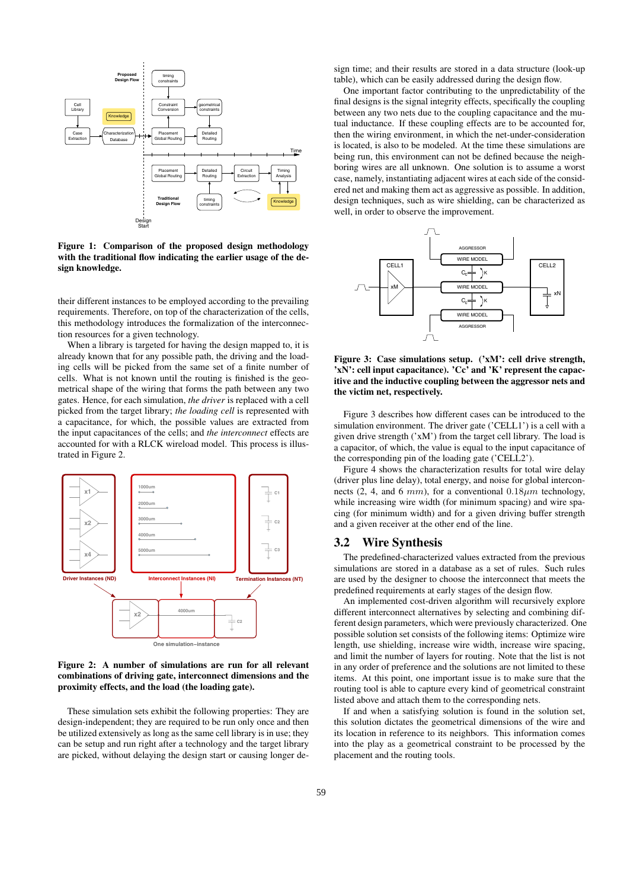**Figure 1: Comparison of the proposed design methodology with the traditional flow indicating the earlier usage of the design knowledge.**

their different instances to be employed according to the prevailing requirements. Therefore, on top of the characterization of the cells, this methodology introduces the formalization of the interconnection resources for a given technology.

When a library is targeted for having the design mapped to, it is already known that for any possible path, the driving and the loading cells will be picked from the same set of a finite number of cells. What is not known until the routing is finished is the geometrical shape of the wiring that forms the path between any two gates. Hence, for each simulation, *the driver* is replaced with a cell picked from the target library; *the loading cell* is represented with a capacitance, for which, the possible values are extracted from the input capacitances of the cells; and *the interconnect* effects are accounted for with a RLCK wireload model. This process is illustrated in Figure 2.

**Figure 2: A number of simulations are run for all relevant combinations of driving gate, interconnect dimensions and the proximity effects, and the load (the loading gate).**

These simulation sets exhibit the following properties: They are design-independent; they are required to be run only once and then be utilized extensively as long as the same cell library is in use; they can be setup and run right after a technology and the target library are picked, without delaying the design start or causing longer design time; and their results are stored in a data structure (look-up table), which can be easily addressed during the design flow.

One important factor contributing to the unpredictability of the final designs is the signal integrity effects, specifically the coupling between any two nets due to the coupling capacitance and the mutual inductance. If these coupling effects are to be accounted for, then the wiring environment, in which the net-under-consideration is located, is also to be modeled. At the time these simulations are being run, this environment can not be defined because the neighboring wires are all unknown. One solution is to assume a worst case, namely, instantiating adjacent wires at each side of the considered net and making them act as aggressive as possible. In addition, design techniques, such as wire shielding, can be characterized as well, in order to observe the improvement.

**Figure 3: Case simulations setup. ('xM': cell drive strength, 'xN': cell input capacitance). 'Cc' and 'K' represent the capacitive and the inductive coupling between the aggressor nets and the victim net, respectively.**

Figure 3 describes how different cases can be introduced to the simulation environment. The driver gate ('CELL1') is a cell with a given drive strength ('xM') from the target cell library. The load is a capacitor, of which, the value is equal to the input capacitance of the corresponding pin of the loading gate ('CELL2').

Figure 4 shows the characterization results for total wire delay (driver plus line delay), total energy, and noise for global interconnects (2, 4, and 6 $mm$), for a conventional $0.18\mu m$ technology, while increasing wire width (for minimum spacing) and wire spacing (for minimum width) and for a given driving buffer strength and a given receiver at the other end of the line.

## 3.2 Wire Synthesis

The predefined-characterized values extracted from the previous simulations are stored in a database as a set of rules. Such rules are used by the designer to choose the interconnect that meets the predefined requirements at early stages of the design flow.

An implemented cost-driven algorithm will recursively explore different interconnect alternatives by selecting and combining different design parameters, which were previously characterized. One possible solution set consists of the following items: Optimize wire length, use shielding, increase wire width, increase wire spacing, and limit the number of layers for routing. Note that the list is not in any order of preference and the solutions are not limited to these items. At this point, one important issue is to make sure that the routing tool is able to capture every kind of geometrical constraint listed above and attach them to the corresponding nets.

If and when a satisfying solution is found in the solution set, this solution dictates the geometrical dimensions of the wire and its location in reference to its neighbors. This information comes into the play as a geometrical constraint to be processed by the placement and the routing tools.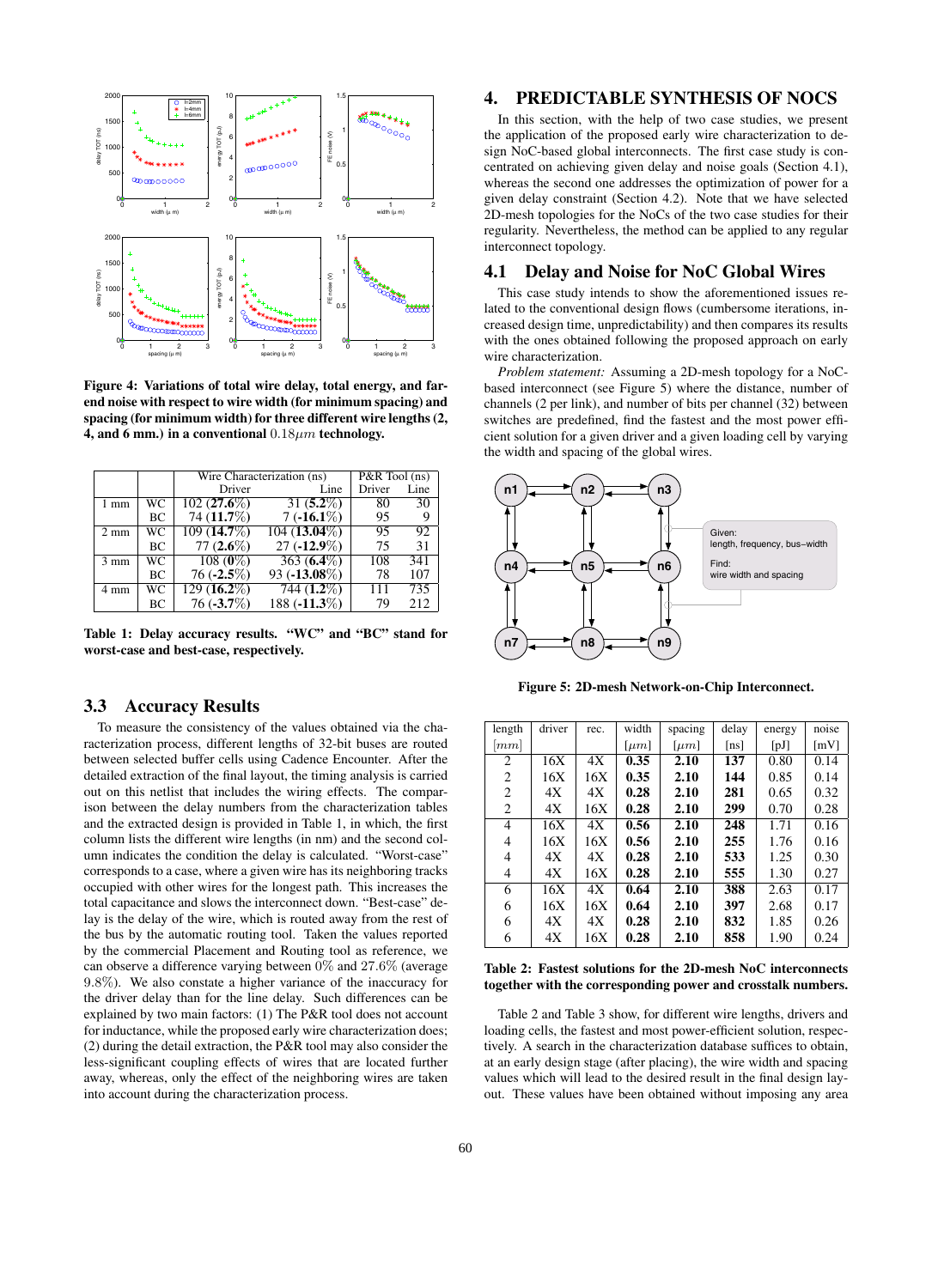Figure 4: Variations of total wire delay, total energy, and far-end noise with respect to wire width (for minimum spacing) and spacing (for minimum width) for three different wire lengths (2, 4, and 6 mm.) in a conventional $0.18\mu m$ technology.

| | | Wire Characterization (ns) | | P&R Tool (ns) | |
|---|---|---|---|---|---|
| | | Driver | Line | Driver | Line |
| 1 mm | WC | 102 (**27.6%**) | 31 (**5.2%**) | 80 | 30 |
| | BC | 74 (**11.7%**) | 7 (**-16.1%**) | 95 | 9 |
| 2 mm | WC | 109 (**14.7%**) | 104 (**13.04%**) | 95 | 92 |
| | BC | 77 (**2.6%**) | 27 (**-12.9%**) | 75 | 31 |
| 3 mm | WC | 108 (**0%**) | 363 (**6.4%**) | 108 | 341 |
| | BC | 76 (**-2.5%**) | 93 (**-13.08%**) | 78 | 107 |
| 4 mm | WC | 129 (**16.2%**) | 744 (**1.2%**) | 111 | 735 |
| | BC | 76 (**-3.7%**) | 188 (**-11.3%**) | 79 | 212 |

Table 1: Delay accuracy results. "WC" and "BC" stand for worst-case and best-case, respectively.

## 3.3 Accuracy Results

To measure the consistency of the values obtained via the characterization process, different lengths of 32-bit buses are routed between selected buffer cells using Cadence Encounter. After the detailed extraction of the final layout, the timing analysis is carried out on this netlist that includes the wiring effects. The comparison between the delay numbers from the characterization tables and the extracted design is provided in Table 1, in which, the first column lists the different wire lengths (in nm) and the second column indicates the condition the delay is calculated. "Worst-case" corresponds to a case, where a given wire has its neighboring tracks occupied with other wires for the longest path. This increases the total capacitance and slows the interconnect down. "Best-case" delay is the delay of the wire, which is routed away from the rest of the bus by the automatic routing tool. Taken the values reported by the commercial Placement and Routing tool as reference, we can observe a difference varying between $0\%$ and $27.6\%$ (average $9.8\%$). We also constate a higher variance of the inaccuracy for the driver delay than for the line delay. Such differences can be explained by two main factors: (1) The P&R tool does not account for inductance, while the proposed early wire characterization does; (2) during the detail extraction, the P&R tool may also consider the less-significant coupling effects of wires that are located further away, whereas, only the effect of the neighboring wires are taken into account during the characterization process.

# 4. PREDICTABLE SYNTHESIS OF NOCS

In this section, with the help of two case studies, we present the application of the proposed early wire characterization to design NoC-based global interconnects. The first case study is concentrated on achieving given delay and noise goals (Section 4.1), whereas the second one addresses the optimization of power for a given delay constraint (Section 4.2). Note that we have selected 2D-mesh topologies for the NoCs of the two case studies for their regularity. Nevertheless, the method can be applied to any regular interconnect topology.

## 4.1 Delay and Noise for NoC Global Wires

This case study intends to show the aforementioned issues related to the conventional design flows (cumbersome iterations, increased design time, unpredictability) and then compares its results with the ones obtained following the proposed approach on early wire characterization.

*Problem statement:* Assuming a 2D-mesh topology for a NoC-based interconnect (see Figure 5) where the distance, number of channels (2 per link), and number of bits per channel (32) between switches are predefined, find the fastest and the most power efficient solution for a given driver and a given loading cell by varying the width and spacing of the global wires.

Figure 5: 2D-mesh Network-on-Chip Interconnect.

| length [$mm$] | driver | rec. | width [$\mu m$] | spacing [$\mu m$] | delay [ns] | energy [pJ] | noise [mV] |
|---|---|---|---|---|---|---|---|
| 2 | 16X | 4X | **0.35** | **2.10** | **137** | 0.80 | 0.14 |
| 2 | 16X | 16X | **0.35** | **2.10** | **144** | 0.85 | 0.14 |
| 2 | 4X | 4X | **0.28** | **2.10** | **281** | 0.65 | 0.32 |
| 2 | 4X | 16X | **0.28** | **2.10** | **299** | 0.70 | 0.28 |
| 4 | 16X | 4X | **0.56** | **2.10** | **248** | 1.71 | 0.16 |
| 4 | 16X | 16X | **0.56** | **2.10** | **255** | 1.76 | 0.16 |
| 4 | 4X | 4X | **0.28** | **2.10** | **533** | 1.25 | 0.30 |
| 4 | 4X | 16X | **0.28** | **2.10** | **555** | 1.30 | 0.27 |
| 6 | 16X | 4X | **0.64** | **2.10** | **388** | 2.63 | 0.17 |
| 6 | 16X | 16X | **0.64** | **2.10** | **397** | 2.68 | 0.17 |
| 6 | 4X | 4X | **0.28** | **2.10** | **832** | 1.85 | 0.26 |
| 6 | 4X | 16X | **0.28** | **2.10** | **858** | 1.90 | 0.24 |

Table 2: Fastest solutions for the 2D-mesh NoC interconnects together with the corresponding power and crosstalk numbers.

Table 2 and Table 3 show, for different wire lengths, drivers and loading cells, the fastest and most power-efficient solution, respectively. A search in the characterization database suffices to obtain, at an early design stage (after placing), the wire width and spacing values which will lead to the desired result in the final design layout. These values have been obtained without imposing any area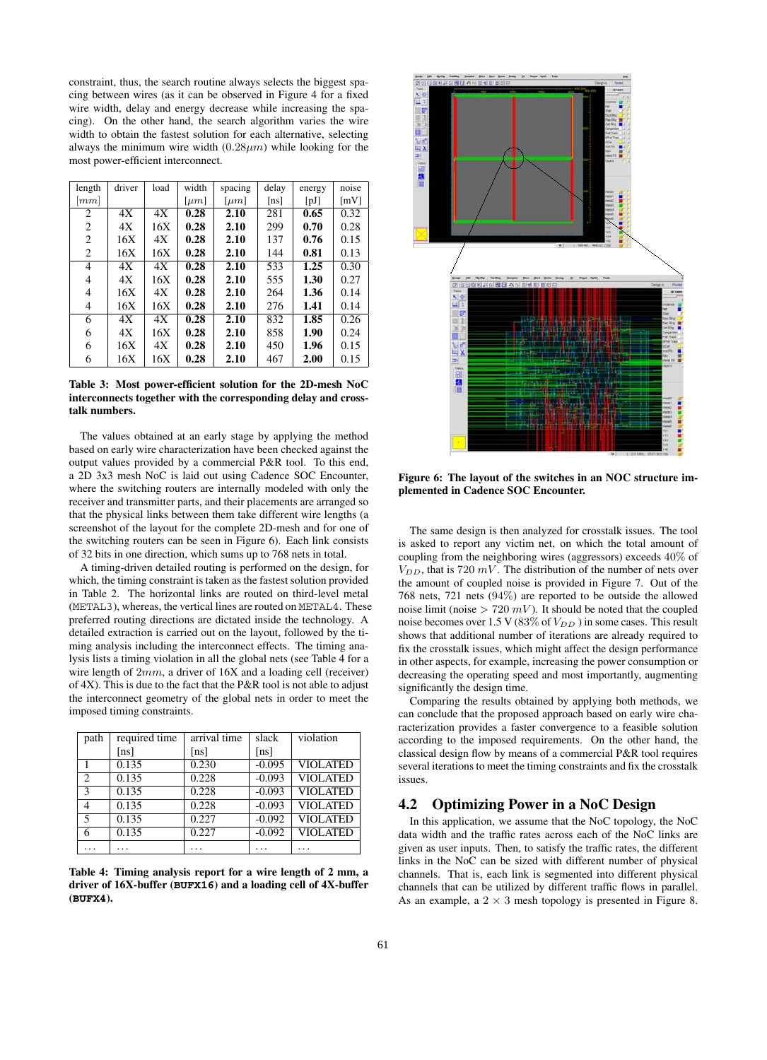constraint, thus, the search routine always selects the biggest spacing between wires (as it can be observed in Figure 4 for a fixed wire width, delay and energy decrease while increasing the spacing). On the other hand, the search algorithm varies the wire width to obtain the fastest solution for each alternative, selecting always the minimum wire width ($0.28\mu m$) while looking for the most power-efficient interconnect.

| length $[mm]$ | driver | load | width $[\mu m]$ | spacing $[\mu m]$ | delay [ns] | energy [pJ] | noise [mV] |
|---|---|---|---|---|---|---|---|
| 2 | 4X | 4X | **0.28** | **2.10** | 281 | **0.65** | 0.32 |
| 2 | 4X | 16X | **0.28** | **2.10** | 299 | **0.70** | 0.28 |
| 2 | 16X | 4X | **0.28** | **2.10** | 137 | **0.76** | 0.15 |
| 2 | 16X | 16X | **0.28** | **2.10** | 144 | **0.81** | 0.13 |
| 4 | 4X | 4X | **0.28** | **2.10** | 533 | **1.25** | 0.30 |
| 4 | 4X | 16X | **0.28** | **2.10** | 555 | **1.30** | 0.27 |
| 4 | 16X | 4X | **0.28** | **2.10** | 264 | **1.36** | 0.14 |
| 4 | 16X | 16X | **0.28** | **2.10** | 276 | **1.41** | 0.14 |
| 6 | 4X | 4X | **0.28** | **2.10** | 832 | **1.85** | 0.26 |
| 6 | 4X | 16X | **0.28** | **2.10** | 858 | **1.90** | 0.24 |
| 6 | 16X | 4X | **0.28** | **2.10** | 450 | **1.96** | 0.15 |
| 6 | 16X | 16X | **0.28** | **2.10** | 467 | **2.00** | 0.15 |

**Table 3: Most power-efficient solution for the 2D-mesh NoC interconnects together with the corresponding delay and crosstalk numbers.**

The values obtained at an early stage by applying the method based on early wire characterization have been checked against the output values provided by a commercial P&R tool. To this end, a 2D 3x3 mesh NoC is laid out using Cadence SOC Encounter, where the switching routers are internally modeled with only the receiver and transmitter parts, and their placements are arranged so that the physical links between them take different wire lengths (a screenshot of the layout for the complete 2D-mesh and for one of the switching routers can be seen in Figure 6). Each link consists of 32 bits in one direction, which sums up to 768 nets in total.

A timing-driven detailed routing is performed on the design, for which, the timing constraint is taken as the fastest solution provided in Table 2. The horizontal links are routed on third-level metal (METAL3), whereas, the vertical lines are routed on METAL4. These preferred routing directions are dictated inside the technology. A detailed extraction is carried out on the layout, followed by the timing analysis including the interconnect effects. The timing analysis lists a timing violation in all the global nets (see Table 4 for a wire length of $2mm$, a driver of 16X and a loading cell (receiver) of 4X). This is due to the fact that the P&R tool is not able to adjust the interconnect geometry of the global nets in order to meet the imposed timing constraints.

| path | required time [ns] | arrival time [ns] | slack [ns] | violation |
|---|---|---|---|---|
| 1 | 0.135 | 0.230 | -0.095 | VIOLATED |
| 2 | 0.135 | 0.228 | -0.093 | VIOLATED |
| 3 | 0.135 | 0.228 | -0.093 | VIOLATED |
| 4 | 0.135 | 0.228 | -0.093 | VIOLATED |
| 5 | 0.135 | 0.227 | -0.092 | VIOLATED |
| 6 | 0.135 | 0.227 | -0.092 | VIOLATED |
| ... | ... | ... | ... | ... |

**Table 4: Timing analysis report for a wire length of 2 mm, a driver of 16X-buffer (BUFX16) and a loading cell of 4X-buffer (BUFX4).**

**Figure 6: The layout of the switches in an NOC structure implemented in Cadence SOC Encounter.**

The same design is then analyzed for crosstalk issues. The tool is asked to report any victim net, on which the total amount of coupling from the neighboring wires (aggressors) exceeds $40\%$ of $V_{DD}$, that is $720\ mV$. The distribution of the number of nets over the amount of coupled noise is provided in Figure 7. Out of the 768 nets, 721 nets ($94\%$) are reported to be outside the allowed noise limit (noise $> 720\ mV$). It should be noted that the coupled noise becomes over 1.5 V ($83\%$ of $V_{DD}$) in some cases. This result shows that additional number of iterations are already required to fix the crosstalk issues, which might affect the design performance in other aspects, for example, increasing the power consumption or decreasing the operating speed and most importantly, augmenting significantly the design time.

Comparing the results obtained by applying both methods, we can conclude that the proposed approach based on early wire characterization provides a faster convergence to a feasible solution according to the imposed requirements. On the other hand, the classical design flow by means of a commercial P&R tool requires several iterations to meet the timing constraints and fix the crosstalk issues.

## 4.2 Optimizing Power in a NoC Design

In this application, we assume that the NoC topology, the NoC data width and the traffic rates across each of the NoC links are given as user inputs. Then, to satisfy the traffic rates, the different links in the NoC can be sized with different number of physical channels. That is, each link is segmented into different physical channels that can be utilized by different traffic flows in parallel. As an example, a $2 \times 3$ mesh topology is presented in Figure 8.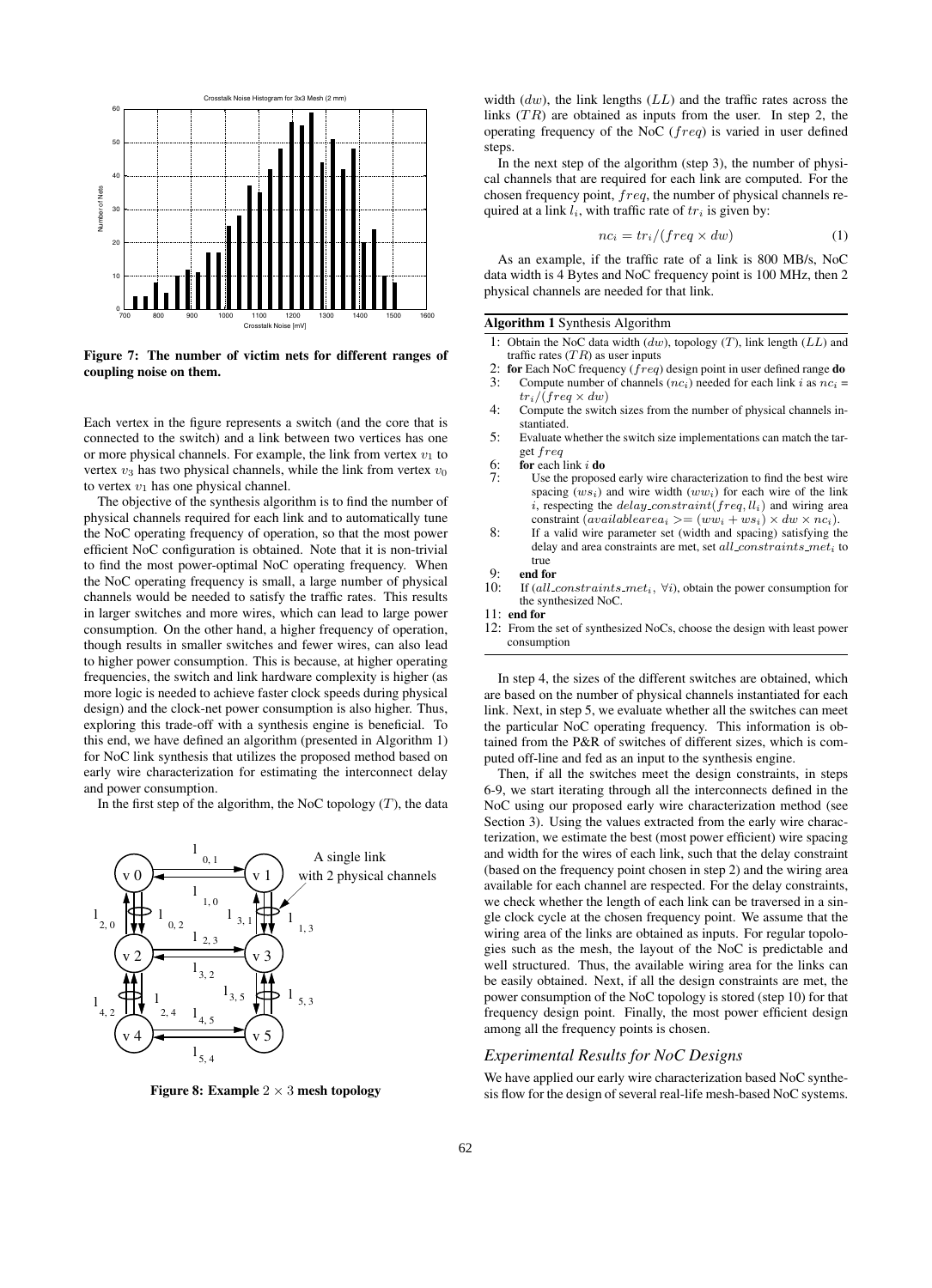Figure 7: The number of victim nets for different ranges of coupling noise on them.

Each vertex in the figure represents a switch (and the core that is connected to the switch) and a link between two vertices has one or more physical channels. For example, the link from vertex $v_1$ to vertex $v_3$ has two physical channels, while the link from vertex $v_0$ to vertex $v_1$ has one physical channel.

The objective of the synthesis algorithm is to find the number of physical channels required for each link and to automatically tune the NoC operating frequency of operation, so that the most power efficient NoC configuration is obtained. Note that it is non-trivial to find the most power-optimal NoC operating frequency. When the NoC operating frequency is small, a large number of physical channels would be needed to satisfy the traffic rates. This results in larger switches and more wires, which can lead to large power consumption. On the other hand, a higher frequency of operation, though results in smaller switches and fewer wires, can also lead to higher power consumption. This is because, at higher operating frequencies, the switch and link hardware complexity is higher (as more logic is needed to achieve faster clock speeds during physical design) and the clock-net power consumption is also higher. Thus, exploring this trade-off with a synthesis engine is beneficial. To this end, we have defined an algorithm (presented in Algorithm 1) for NoC link synthesis that utilizes the proposed method based on early wire characterization for estimating the interconnect delay and power consumption.

In the first step of the algorithm, the NoC topology ($T$), the data width ($dw$), the link lengths ($LL$) and the traffic rates across the links ($TR$) are obtained as inputs from the user. In step 2, the operating frequency of the NoC ($freq$) is varied in user defined steps.

Figure 8: Example $2 \times 3$ mesh topology

In the next step of the algorithm (step 3), the number of physical channels that are required for each link are computed. For the chosen frequency point, $freq$, the number of physical channels required at a link $l_i$, with traffic rate of $tr_i$ is given by:

$$nc_i = tr_i/(freq \times dw) \tag{1}$$

As an example, if the traffic rate of a link is 800 MB/s, NoC data width is 4 Bytes and NoC frequency point is 100 MHz, then 2 physical channels are needed for that link.

**Algorithm 1** Synthesis Algorithm

1: Obtain the NoC data width ($dw$), topology ($T$), link length ($LL$) and traffic rates ($TR$) as user inputs
2: **for** Each NoC frequency ($freq$) design point in user defined range **do**
3: Compute number of channels ($nc_i$) needed for each link $i$ as $nc_i = tr_i/(freq \times dw)$
4: Compute the switch sizes from the number of physical channels instantiated.
5: Evaluate whether the switch size implementations can match the target $freq$
6: **for** each link $i$ **do**
7: Use the proposed early wire characterization to find the best wire spacing ($ws_i$) and wire width ($ww_i$) for each wire of the link $i$, respecting the $delay\_constraint(freq, ll_i)$ and wiring area constraint ($availablearea_i >= (ww_i + ws_i) \times dw \times nc_i$).
8: If a valid wire parameter set (width and spacing) satisfying the delay and area constraints are met, set $all\_constraints\_met_i$ to true
9: **end for**
10: If ($all\_constraints\_met_i$, $\forall i$), obtain the power consumption for the synthesized NoC.
11: **end for**
12: From the set of synthesized NoCs, choose the design with least power consumption

In step 4, the sizes of the different switches are obtained, which are based on the number of physical channels instantiated for each link. Next, in step 5, we evaluate whether all the switches can meet the particular NoC operating frequency. This information is obtained from the P&R of switches of different sizes, which is computed off-line and fed as an input to the synthesis engine.

Then, if all the switches meet the design constraints, in steps 6-9, we start iterating through all the interconnects defined in the NoC using our proposed early wire characterization method (see Section 3). Using the values extracted from the early wire characterization, we estimate the best (most power efficient) wire spacing and width for the wires of each link, such that the delay constraint (based on the frequency point chosen in step 2) and the wiring area available for each channel are respected. For the delay constraints, we check whether the length of each link can be traversed in a single clock cycle at the chosen frequency point. We assume that the wiring area of the links are obtained as inputs. For regular topologies such as the mesh, the layout of the NoC is predictable and well structured. Thus, the available wiring area for the links can be easily obtained. Next, if all the design constraints are met, the power consumption of the NoC topology is stored (step 10) for that frequency design point. Finally, the most power efficient design among all the frequency points is chosen.

### *Experimental Results for NoC Designs*

We have applied our early wire characterization based NoC synthesis flow for the design of several real-life mesh-based NoC systems.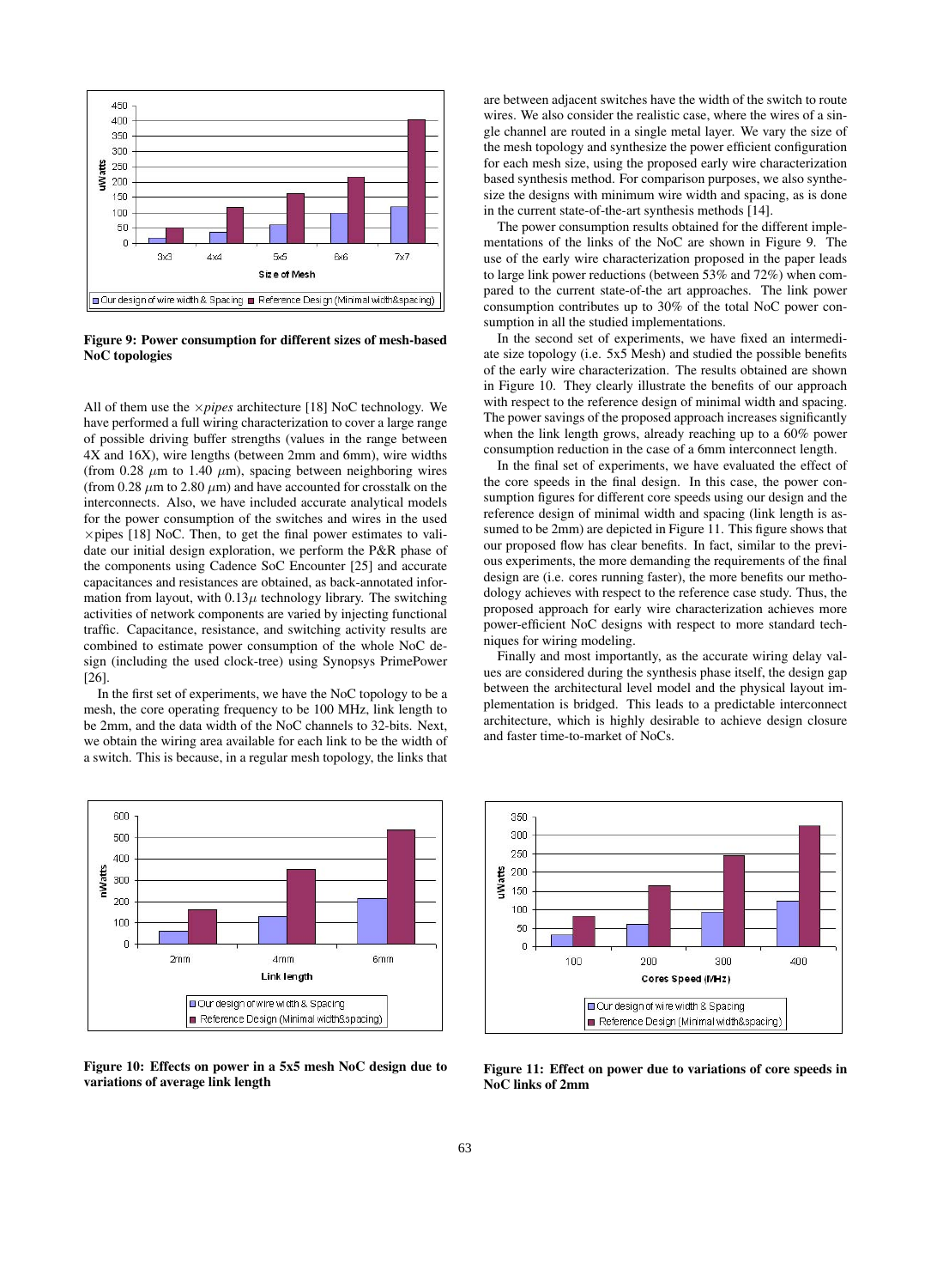Figure 9: Power consumption for different sizes of mesh-based NoC topologies

All of them use the $\times$*pipes* architecture [18] NoC technology. We have performed a full wiring characterization to cover a large range of possible driving buffer strengths (values in the range between 4X and 16X), wire lengths (between 2mm and 6mm), wire widths (from 0.28 $\mu$m to 1.40 $\mu$m), spacing between neighboring wires (from 0.28 $\mu$m to 2.80 $\mu$m) and have accounted for crosstalk on the interconnects. Also, we have included accurate analytical models for the power consumption of the switches and wires in the used $\times$pipes [18] NoC. Then, to get the final power estimates to validate our initial design exploration, we perform the P&R phase of the components using Cadence SoC Encounter [25] and accurate capacitances and resistances are obtained, as back-annotated information from layout, with 0.13$\mu$ technology library. The switching activities of network components are varied by injecting functional traffic. Capacitance, resistance, and switching activity results are combined to estimate power consumption of the whole NoC design (including the used clock-tree) using Synopsys PrimePower [26].

In the first set of experiments, we have the NoC topology to be a mesh, the core operating frequency to be 100 MHz, link length to be 2mm, and the data width of the NoC channels to 32-bits. Next, we obtain the wiring area available for each link to be the width of a switch. This is because, in a regular mesh topology, the links that are between adjacent switches have the width of the switch to route wires. We also consider the realistic case, where the wires of a single channel are routed in a single metal layer. We vary the size of the mesh topology and synthesize the power efficient configuration for each mesh size, using the proposed early wire characterization based synthesis method. For comparison purposes, we also synthesize the designs with minimum wire width and spacing, as is done in the current state-of-the-art synthesis methods [14].

The power consumption results obtained for the different implementations of the links of the NoC are shown in Figure 9. The use of the early wire characterization proposed in the paper leads to large link power reductions (between 53% and 72%) when compared to the current state-of-the art approaches. The link power consumption contributes up to 30% of the total NoC power consumption in all the studied implementations.

In the second set of experiments, we have fixed an intermediate size topology (i.e. 5x5 Mesh) and studied the possible benefits of the early wire characterization. The results obtained are shown in Figure 10. They clearly illustrate the benefits of our approach with respect to the reference design of minimal width and spacing. The power savings of the proposed approach increases significantly when the link length grows, already reaching up to a 60% power consumption reduction in the case of a 6mm interconnect length.

In the final set of experiments, we have evaluated the effect of the core speeds in the final design. In this case, the power consumption figures for different core speeds using our design and the reference design of minimal width and spacing (link length is assumed to be 2mm) are depicted in Figure 11. This figure shows that our proposed flow has clear benefits. In fact, similar to the previous experiments, the more demanding the requirements of the final design are (i.e. cores running faster), the more benefits our methodology achieves with respect to the reference case study. Thus, the proposed approach for early wire characterization achieves more power-efficient NoC designs with respect to more standard techniques for wiring modeling.

Finally and most importantly, as the accurate wiring delay values are considered during the synthesis phase itself, the design gap between the architectural level model and the physical layout implementation is bridged. This leads to a predictable interconnect architecture, which is highly desirable to achieve design closure and faster time-to-market of NoCs.

Figure 10: Effects on power in a 5x5 mesh NoC design due to variations of average link length

Figure 11: Effect on power due to variations of core speeds in NoC links of 2mm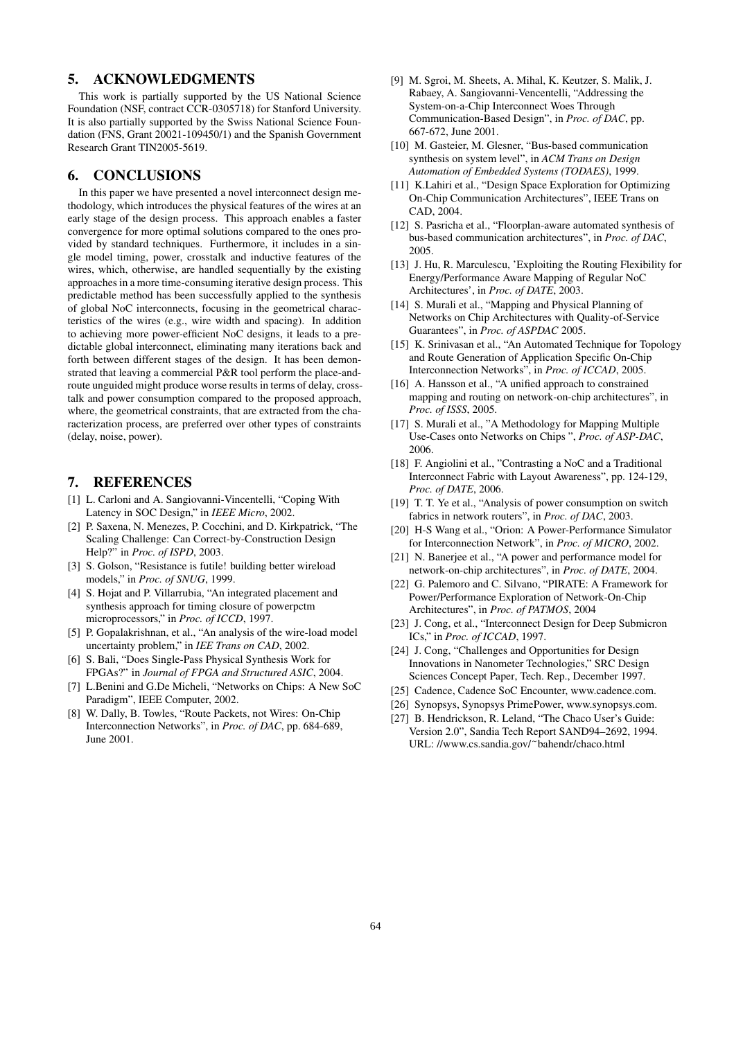## 5. ACKNOWLEDGMENTS

This work is partially supported by the US National Science Foundation (NSF, contract CCR-0305718) for Stanford University. It is also partially supported by the Swiss National Science Foundation (FNS, Grant 20021-109450/1) and the Spanish Government Research Grant TIN2005-5619.

## 6. CONCLUSIONS

In this paper we have presented a novel interconnect design methodology, which introduces the physical features of the wires at an early stage of the design process. This approach enables a faster convergence for more optimal solutions compared to the ones provided by standard techniques. Furthermore, it includes in a single model timing, power, crosstalk and inductive features of the wires, which, otherwise, are handled sequentially by the existing approaches in a more time-consuming iterative design process. This predictable method has been successfully applied to the synthesis of global NoC interconnects, focusing in the geometrical characteristics of the wires (e.g., wire width and spacing). In addition to achieving more power-efficient NoC designs, it leads to a predictable global interconnect, eliminating many iterations back and forth between different stages of the design. It has been demonstrated that leaving a commercial P&R tool perform the place-and-route unguided might produce worse results in terms of delay, crosstalk and power consumption compared to the proposed approach, where, the geometrical constraints, that are extracted from the characterization process, are preferred over other types of constraints (delay, noise, power).

## 7. REFERENCES

[1] L. Carloni and A. Sangiovanni-Vincentelli, "Coping With Latency in SOC Design," in *IEEE Micro*, 2002.

[2] P. Saxena, N. Menezes, P. Cocchini, and D. Kirkpatrick, "The Scaling Challenge: Can Correct-by-Construction Design Help?" in *Proc. of ISPD*, 2003.

[3] S. Golson, "Resistance is futile! building better wireload models," in *Proc. of SNUG*, 1999.

[4] S. Hojat and P. Villarrubia, "An integrated placement and synthesis approach for timing closure of powerpctm microprocessors," in *Proc. of ICCD*, 1997.

[5] P. Gopalakrishnan, et al., "An analysis of the wire-load model uncertainty problem," in *IEE Trans on CAD*, 2002.

[6] S. Bali, "Does Single-Pass Physical Synthesis Work for FPGAs?" in *Journal of FPGA and Structured ASIC*, 2004.

[7] L.Benini and G.De Micheli, "Networks on Chips: A New SoC Paradigm", IEEE Computer, 2002.

[8] W. Dally, B. Towles, "Route Packets, not Wires: On-Chip Interconnection Networks", in *Proc. of DAC*, pp. 684-689, June 2001.

[9] M. Sgroi, M. Sheets, A. Mihal, K. Keutzer, S. Malik, J. Rabaey, A. Sangiovanni-Vencentelli, "Addressing the System-on-a-Chip Interconnect Woes Through Communication-Based Design", in *Proc. of DAC*, pp. 667-672, June 2001.

[10] M. Gasteier, M. Glesner, "Bus-based communication synthesis on system level", in *ACM Trans on Design Automation of Embedded Systems (TODAES)*, 1999.

[11] K.Lahiri et al., "Design Space Exploration for Optimizing On-Chip Communication Architectures", IEEE Trans on CAD, 2004.

[12] S. Pasricha et al., "Floorplan-aware automated synthesis of bus-based communication architectures", in *Proc. of DAC*, 2005.

[13] J. Hu, R. Marculescu, 'Exploiting the Routing Flexibility for Energy/Performance Aware Mapping of Regular NoC Architectures', in *Proc. of DATE*, 2003.

[14] S. Murali et al., "Mapping and Physical Planning of Networks on Chip Architectures with Quality-of-Service Guarantees", in *Proc. of ASPDAC* 2005.

[15] K. Srinivasan et al., "An Automated Technique for Topology and Route Generation of Application Specific On-Chip Interconnection Networks", in *Proc. of ICCAD*, 2005.

[16] A. Hansson et al., "A unified approach to constrained mapping and routing on network-on-chip architectures", in *Proc. of ISSS*, 2005.

[17] S. Murali et al., "A Methodology for Mapping Multiple Use-Cases onto Networks on Chips ", *Proc. of ASP-DAC*, 2006.

[18] F. Angiolini et al., "Contrasting a NoC and a Traditional Interconnect Fabric with Layout Awareness", pp. 124-129, *Proc. of DATE*, 2006.

[19] T. T. Ye et al., "Analysis of power consumption on switch fabrics in network routers", in *Proc. of DAC*, 2003.

[20] H-S Wang et al., "Orion: A Power-Performance Simulator for Interconnection Network", in *Proc. of MICRO*, 2002.

[21] N. Banerjee et al., "A power and performance model for network-on-chip architectures", in *Proc. of DATE*, 2004.

[22] G. Palemoro and C. Silvano, "PIRATE: A Framework for Power/Performance Exploration of Network-On-Chip Architectures", in *Proc. of PATMOS*, 2004

[23] J. Cong, et al., "Interconnect Design for Deep Submicron ICs," in *Proc. of ICCAD*, 1997.

[24] J. Cong, "Challenges and Opportunities for Design Innovations in Nanometer Technologies," SRC Design Sciences Concept Paper, Tech. Rep., December 1997.

[25] Cadence, Cadence SoC Encounter, www.cadence.com.

[26] Synopsys, Synopsys PrimePower, www.synopsys.com.

[27] B. Hendrickson, R. Leland, "The Chaco User's Guide: Version 2.0", Sandia Tech Report SAND94–2692, 1994. URL: //www.cs.sandia.gov/˜bahendr/chaco.html